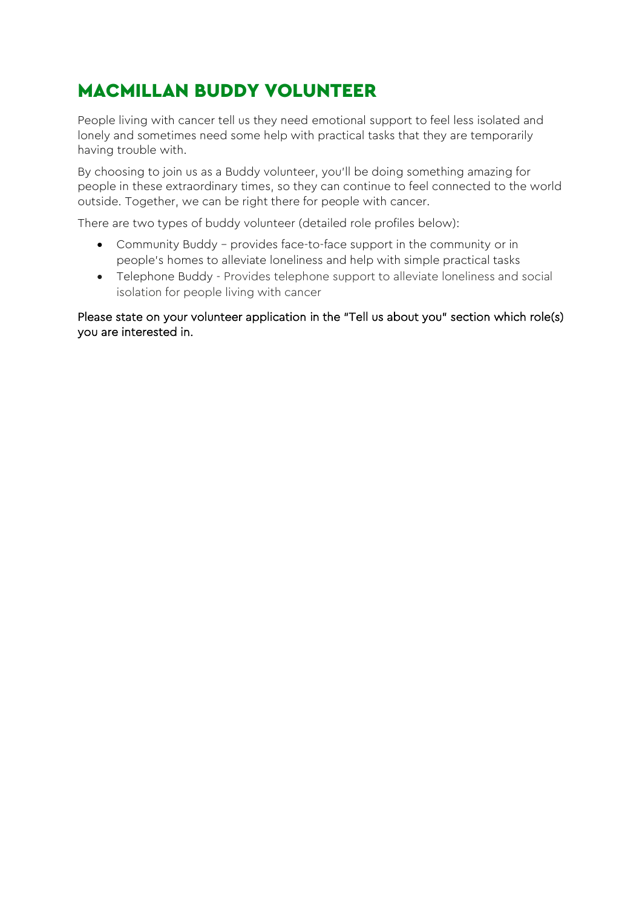# MACMILLAN BUDDY VOLUNTEER

People living with cancer tell us they need emotional support to feel less isolated and lonely and sometimes need some help with practical tasks that they are temporarily having trouble with.

By choosing to join us as a Buddy volunteer, you'll be doing something amazing for people in these extraordinary times, so they can continue to feel connected to the world outside. Together, we can be right there for people with cancer.

There are two types of buddy volunteer (detailed role profiles below):

- Community Buddy – provides face-to-face support in the community or in people's homes to alleviate loneliness and help with simple practical tasks
- Telephone Buddy - Provides telephone support to alleviate loneliness and social isolation for people living with cancer

Please state on your volunteer application in the "Tell us about you" section which role(s) you are interested in.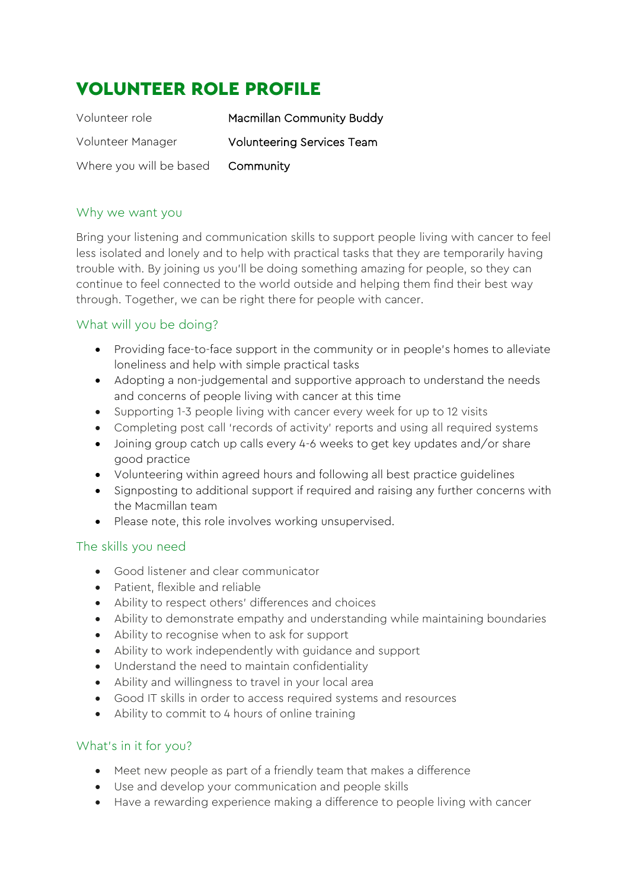# VOLUNTEER ROLE PROFILE

| | |
|---|---|
| Volunteer role | Macmillan Community Buddy |
| Volunteer Manager | Volunteering Services Team |
| Where you will be based | Community |

## Why we want you

Bring your listening and communication skills to support people living with cancer to feel less isolated and lonely and to help with practical tasks that they are temporarily having trouble with. By joining us you'll be doing something amazing for people, so they can continue to feel connected to the world outside and helping them find their best way through. Together, we can be right there for people with cancer.

## What will you be doing?

- Providing face-to-face support in the community or in people's homes to alleviate loneliness and help with simple practical tasks
- Adopting a non-judgemental and supportive approach to understand the needs and concerns of people living with cancer at this time
- Supporting 1-3 people living with cancer every week for up to 12 visits
- Completing post call 'records of activity' reports and using all required systems
- Joining group catch up calls every 4-6 weeks to get key updates and/or share good practice
- Volunteering within agreed hours and following all best practice guidelines
- Signposting to additional support if required and raising any further concerns with the Macmillan team
- Please note, this role involves working unsupervised.

## The skills you need

- Good listener and clear communicator
- Patient, flexible and reliable
- Ability to respect others' differences and choices
- Ability to demonstrate empathy and understanding while maintaining boundaries
- Ability to recognise when to ask for support
- Ability to work independently with guidance and support
- Understand the need to maintain confidentiality
- Ability and willingness to travel in your local area
- Good IT skills in order to access required systems and resources
- Ability to commit to 4 hours of online training

## What's in it for you?

- Meet new people as part of a friendly team that makes a difference
- Use and develop your communication and people skills
- Have a rewarding experience making a difference to people living with cancer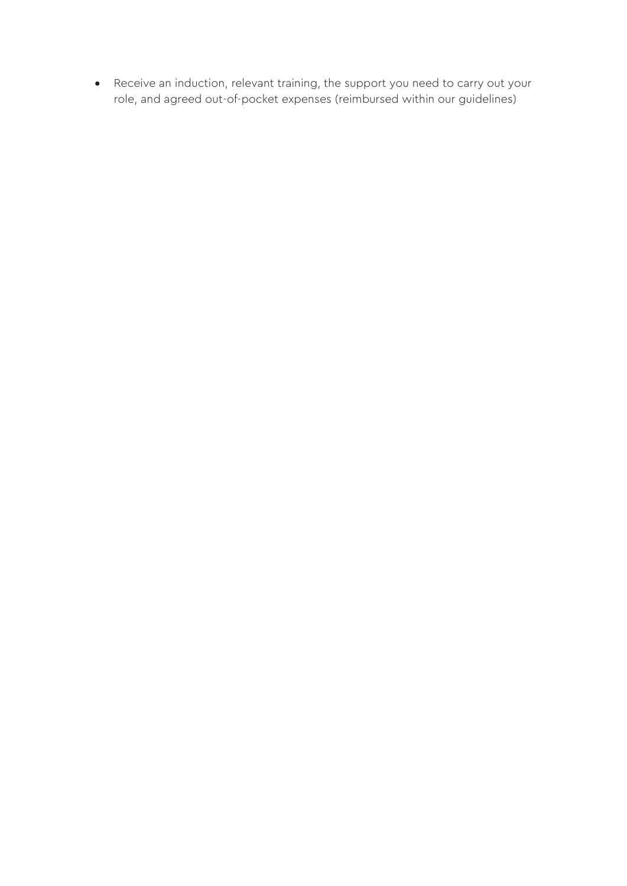- Receive an induction, relevant training, the support you need to carry out your role, and agreed out-of-pocket expenses (reimbursed within our guidelines)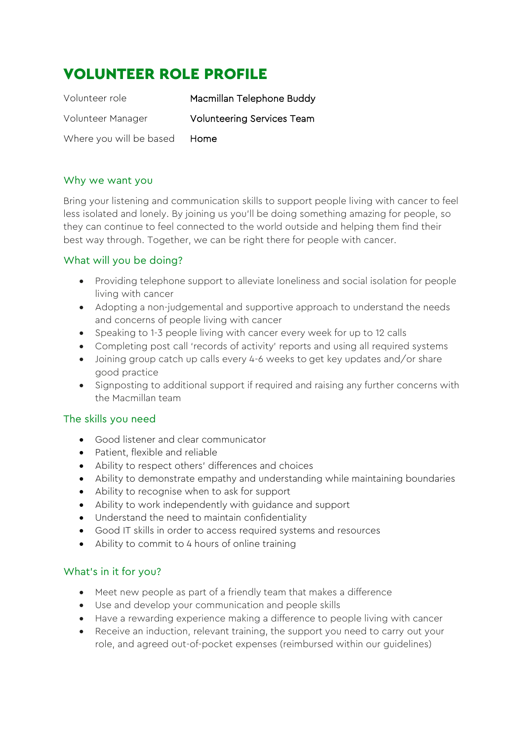# VOLUNTEER ROLE PROFILE

| | |
|---|---|
| Volunteer role | Macmillan Telephone Buddy |
| Volunteer Manager | Volunteering Services Team |
| Where you will be based | Home |

## Why we want you

Bring your listening and communication skills to support people living with cancer to feel less isolated and lonely. By joining us you'll be doing something amazing for people, so they can continue to feel connected to the world outside and helping them find their best way through. Together, we can be right there for people with cancer.

## What will you be doing?

- Providing telephone support to alleviate loneliness and social isolation for people living with cancer
- Adopting a non-judgemental and supportive approach to understand the needs and concerns of people living with cancer
- Speaking to 1-3 people living with cancer every week for up to 12 calls
- Completing post call 'records of activity' reports and using all required systems
- Joining group catch up calls every 4-6 weeks to get key updates and/or share good practice
- Signposting to additional support if required and raising any further concerns with the Macmillan team

## The skills you need

- Good listener and clear communicator
- Patient, flexible and reliable
- Ability to respect others' differences and choices
- Ability to demonstrate empathy and understanding while maintaining boundaries
- Ability to recognise when to ask for support
- Ability to work independently with guidance and support
- Understand the need to maintain confidentiality
- Good IT skills in order to access required systems and resources
- Ability to commit to 4 hours of online training

## What's in it for you?

- Meet new people as part of a friendly team that makes a difference
- Use and develop your communication and people skills
- Have a rewarding experience making a difference to people living with cancer
- Receive an induction, relevant training, the support you need to carry out your role, and agreed out-of-pocket expenses (reimbursed within our guidelines)